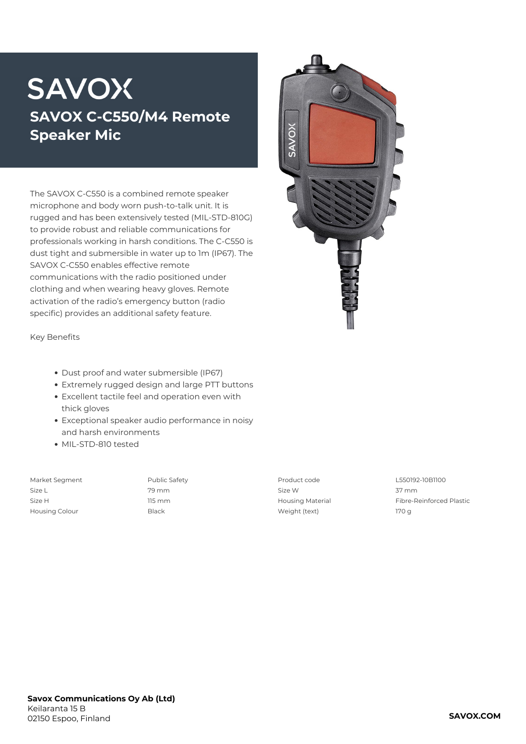SAVOX

# SAVOX C-C550/M4 Remote Speaker Mic

The SAVOX C-C550 is a combined remote speaker microphone and body worn push-to-talk unit. It is rugged and has been extensively tested (MIL-STD-810G) to provide robust and reliable communications for professionals working in harsh conditions. The C-C550 is dust tight and submersible in water up to 1m (IP67). The SAVOX C-C550 enables effective remote communications with the radio positioned under clothing and when wearing heavy gloves. Remote activation of the radio's emergency button (radio specific) provides an additional safety feature.

Key Benefits

- Dust proof and water submersible (IP67)
- Extremely rugged design and large PTT buttons
- Excellent tactile feel and operation even with thick gloves
- Exceptional speaker audio performance in noisy and harsh environments
- MIL-STD-810 tested

| | | | |
|---|---|---|---|
| Market Segment | Public Safety | Product code | L550192-10B1100 |
| Size L | 79 mm | Size W | 37 mm |
| Size H | 115 mm | Housing Material | Fibre-Reinforced Plastic |
| Housing Colour | Black | Weight (text) | 170 g |

**Savox Communications Oy Ab (Ltd)**
Keilaranta 15 B
02150 Espoo, Finland

**SAVOX.COM**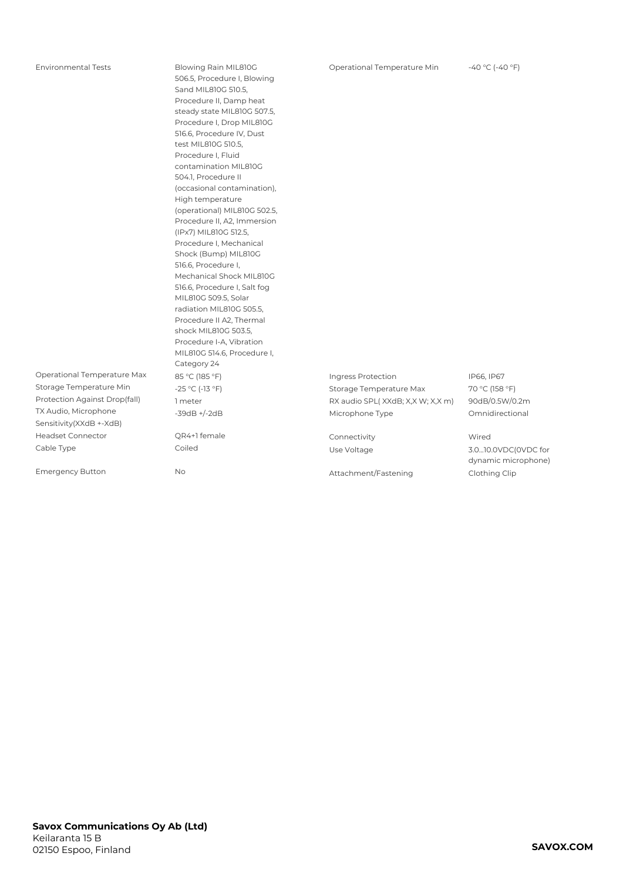| | | | |
|---|---|---|---|
| Environmental Tests | Blowing Rain MIL810G 506.5, Procedure I, Blowing Sand MIL810G 510.5, Procedure II, Damp heat steady state MIL810G 507.5, Procedure I, Drop MIL810G 516.6, Procedure IV, Dust test MIL810G 510.5, Procedure I, Fluid contamination MIL810G 504.1, Procedure II (occasional contamination), High temperature (operational) MIL810G 502.5, Procedure II, A2, Immersion (IPx7) MIL810G 512.5, Procedure I, Mechanical Shock (Bump) MIL810G 516.6, Procedure I, Mechanical Shock MIL810G 516.6, Procedure I, Salt fog MIL810G 509.5, Solar radiation MIL810G 505.5, Procedure II A2, Thermal shock MIL810G 503.5, Procedure I-A, Vibration MIL810G 514.6, Procedure I, Category 24 | Operational Temperature Min | -40 °C (-40 °F) |
| Operational Temperature Max | 85 °C (185 °F) | Ingress Protection | IP66, IP67 |
| Storage Temperature Min | -25 °C (-13 °F) | Storage Temperature Max | 70 °C (158 °F) |
| Protection Against Drop(fall) | 1 meter | RX audio SPL( XXdB; X,X W; X,X m) | 90dB/0.5W/0.2m |
| TX Audio, Microphone Sensitivity(XXdB +-XdB) | -39dB +/-2dB | Microphone Type | Omnidirectional |
| Headset Connector | QR4+1 female | Connectivity | Wired |
| Cable Type | Coiled | Use Voltage | 3.0...10.0VDC(0VDC for dynamic microphone) |
| Emergency Button | No | Attachment/Fastening | Clothing Clip |

**Savox Communications Oy Ab (Ltd)**
Keilaranta 15 B
02150 Espoo, Finland

**SAVOX.COM**